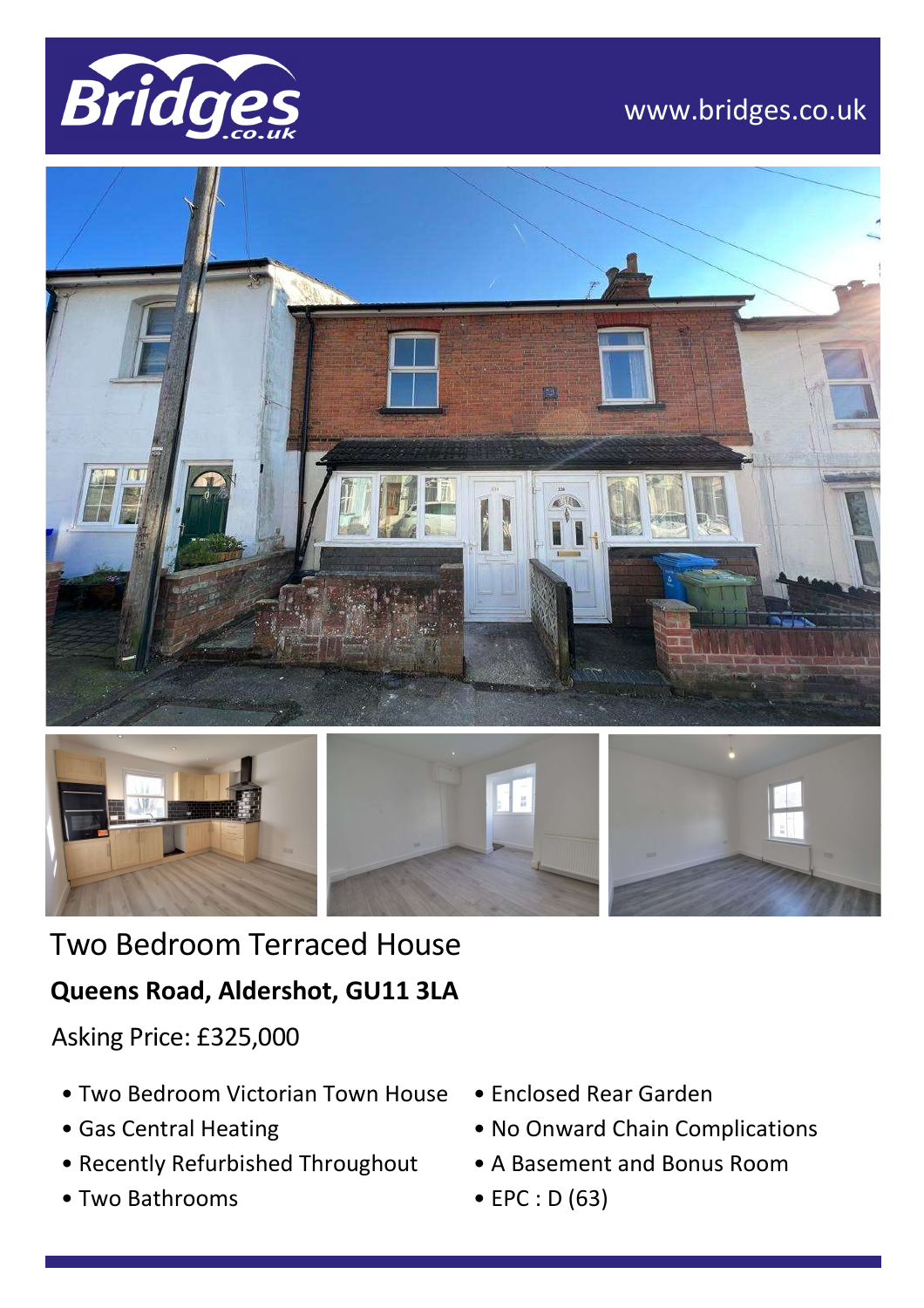Bridges.co.uk

www.bridges.co.uk

# Two Bedroom Terraced House

**Queens Road, Aldershot, GU11 3LA**

Asking Price: £325,000

- Two Bedroom Victorian Town House
- Gas Central Heating
- Recently Refurbished Throughout
- Two Bathrooms
- Enclosed Rear Garden
- No Onward Chain Complications
- A Basement and Bonus Room
- EPC : D (63)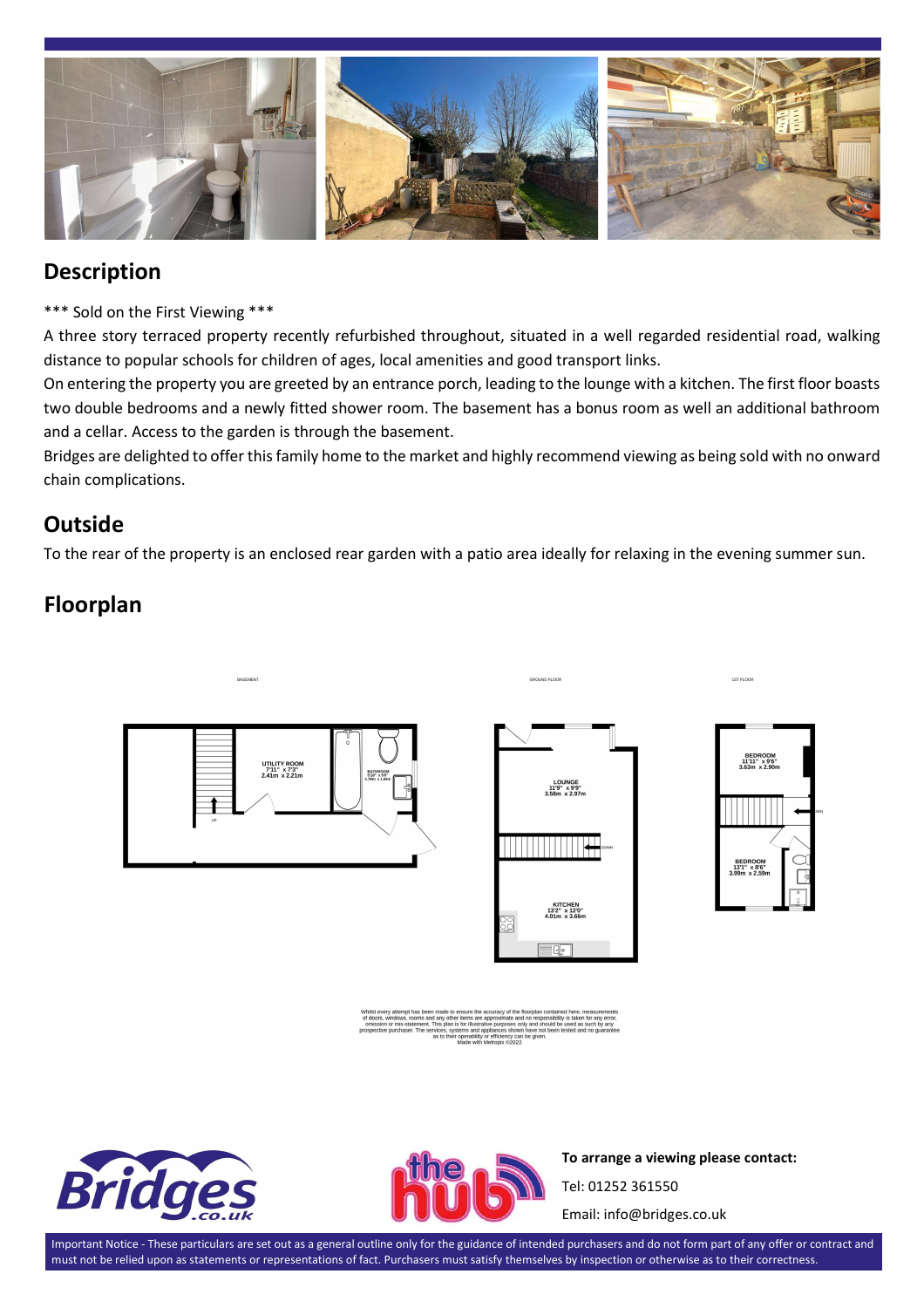## Description

*** Sold on the First Viewing ***

A three story terraced property recently refurbished throughout, situated in a well regarded residential road, walking distance to popular schools for children of ages, local amenities and good transport links.

On entering the property you are greeted by an entrance porch, leading to the lounge with a kitchen. The first floor boasts two double bedrooms and a newly fitted shower room. The basement has a bonus room as well an additional bathroom and a cellar. Access to the garden is through the basement.

Bridges are delighted to offer this family home to the market and highly recommend viewing as being sold with no onward chain complications.

## Outside

To the rear of the property is an enclosed rear garden with a patio area ideally for relaxing in the evening summer sun.

## Floorplan

BASEMENT

UTILITY ROOM
7'11" x 7'3"
2.41m x 2.21m

BATHROOM
5'10" x 5'0"
1.78m x 1.52m

GROUND FLOOR

LOUNGE
11'9" x 9'9"
3.58m x 2.97m

KITCHEN
13'2" x 12'0"
4.01m x 3.66m

1ST FLOOR

BEDROOM
11'11" x 9'6"
3.63m x 2.90m

BEDROOM
13'1" x 8'6"
3.99m x 2.59m

Whilst every attempt has been made to ensure the accuracy of the floorplan contained here, measurements of doors, windows, rooms and any other items are approximate and no responsibility is taken for any error, omission or mis-statement. This plan is for illustrative purposes only and should be used as such by any prospective purchaser. The services, systems and appliances shown have not been tested and no guarantee as to their operability or efficiency can be given.
Made with Metropix ©2022

**To arrange a viewing please contact:**

Tel: 01252 361550

Email: info@bridges.co.uk

Important Notice - These particulars are set out as a general outline only for the guidance of intended purchasers and do not form part of any offer or contract and must not be relied upon as statements or representations of fact. Purchasers must satisfy themselves by inspection or otherwise as to their correctness.